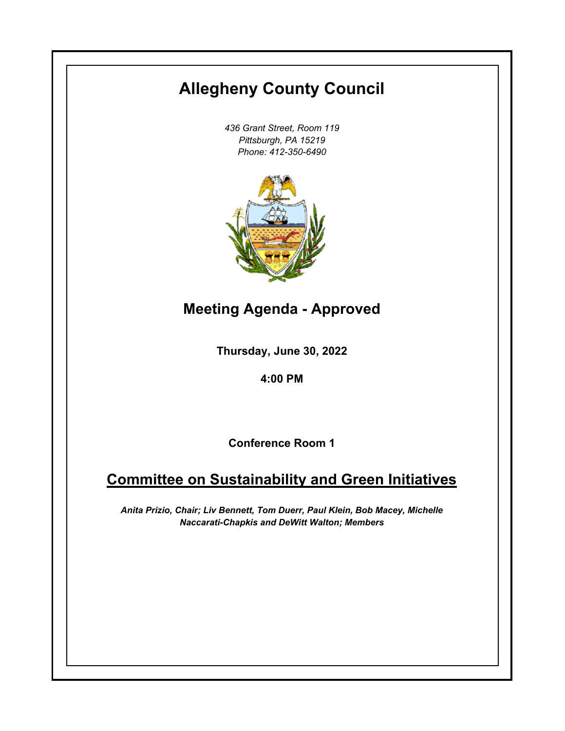# Allegheny County Council

*436 Grant Street, Room 119*
*Pittsburgh, PA 15219*
*Phone: 412-350-6490*

## Meeting Agenda - Approved

**Thursday, June 30, 2022**

**4:00 PM**

**Conference Room 1**

## Committee on Sustainability and Green Initiatives

***Anita Prizio, Chair; Liv Bennett, Tom Duerr, Paul Klein, Bob Macey, Michelle Naccarati-Chapkis and DeWitt Walton; Members***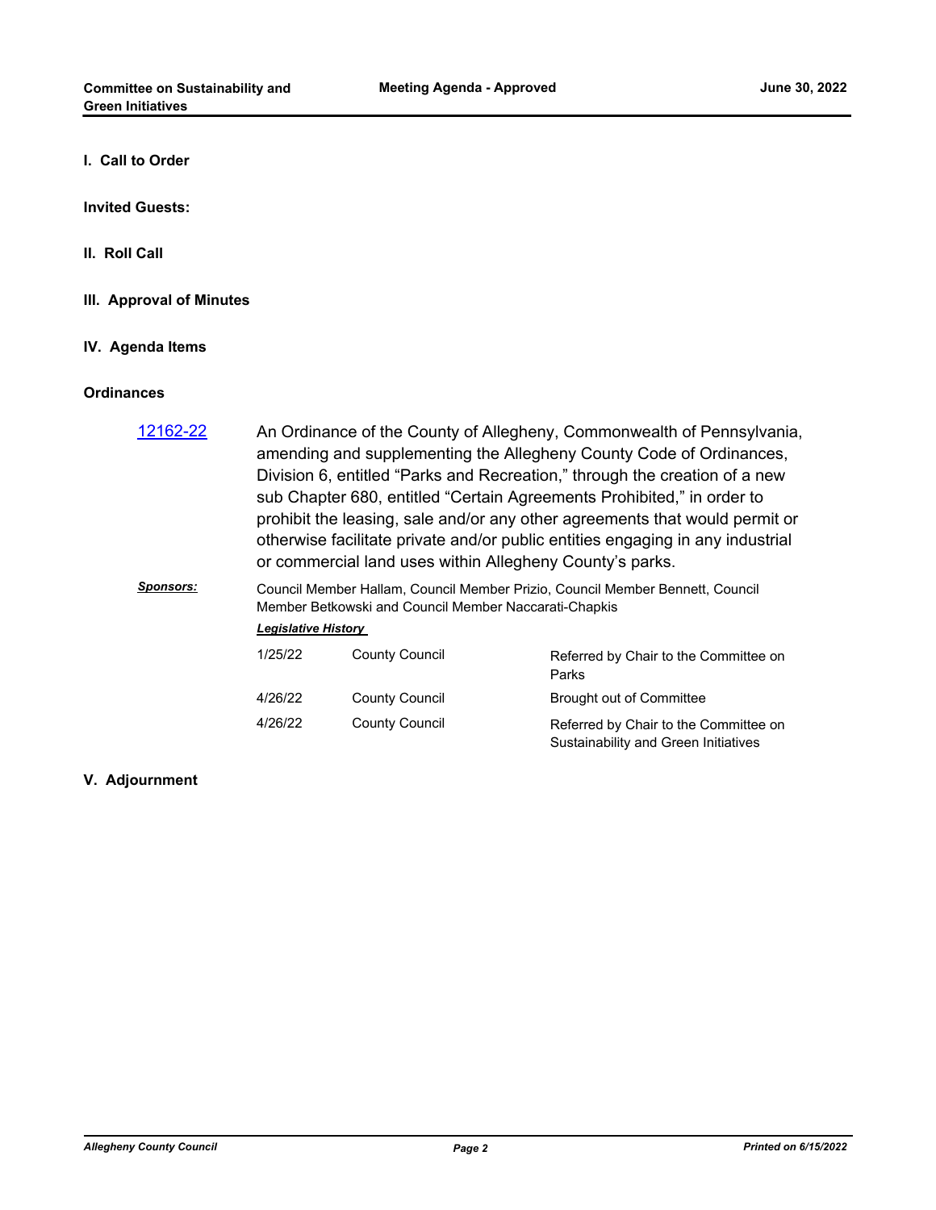**I. Call to Order**

**Invited Guests:**

**II. Roll Call**

**III. Approval of Minutes**

**IV. Agenda Items**

**Ordinances**

12162-22

An Ordinance of the County of Allegheny, Commonwealth of Pennsylvania, amending and supplementing the Allegheny County Code of Ordinances, Division 6, entitled “Parks and Recreation,” through the creation of a new sub Chapter 680, entitled “Certain Agreements Prohibited,” in order to prohibit the leasing, sale and/or any other agreements that would permit or otherwise facilitate private and/or public entities engaging in any industrial or commercial land uses within Allegheny County’s parks.

***Sponsors:*** Council Member Hallam, Council Member Prizio, Council Member Bennett, Council Member Betkowski and Council Member Naccarati-Chapkis

***Legislative History***

| | | |
|---|---|---|
| 1/25/22 | County Council | Referred by Chair to the Committee on Parks |
| 4/26/22 | County Council | Brought out of Committee |
| 4/26/22 | County Council | Referred by Chair to the Committee on Sustainability and Green Initiatives |

**V. Adjournment**